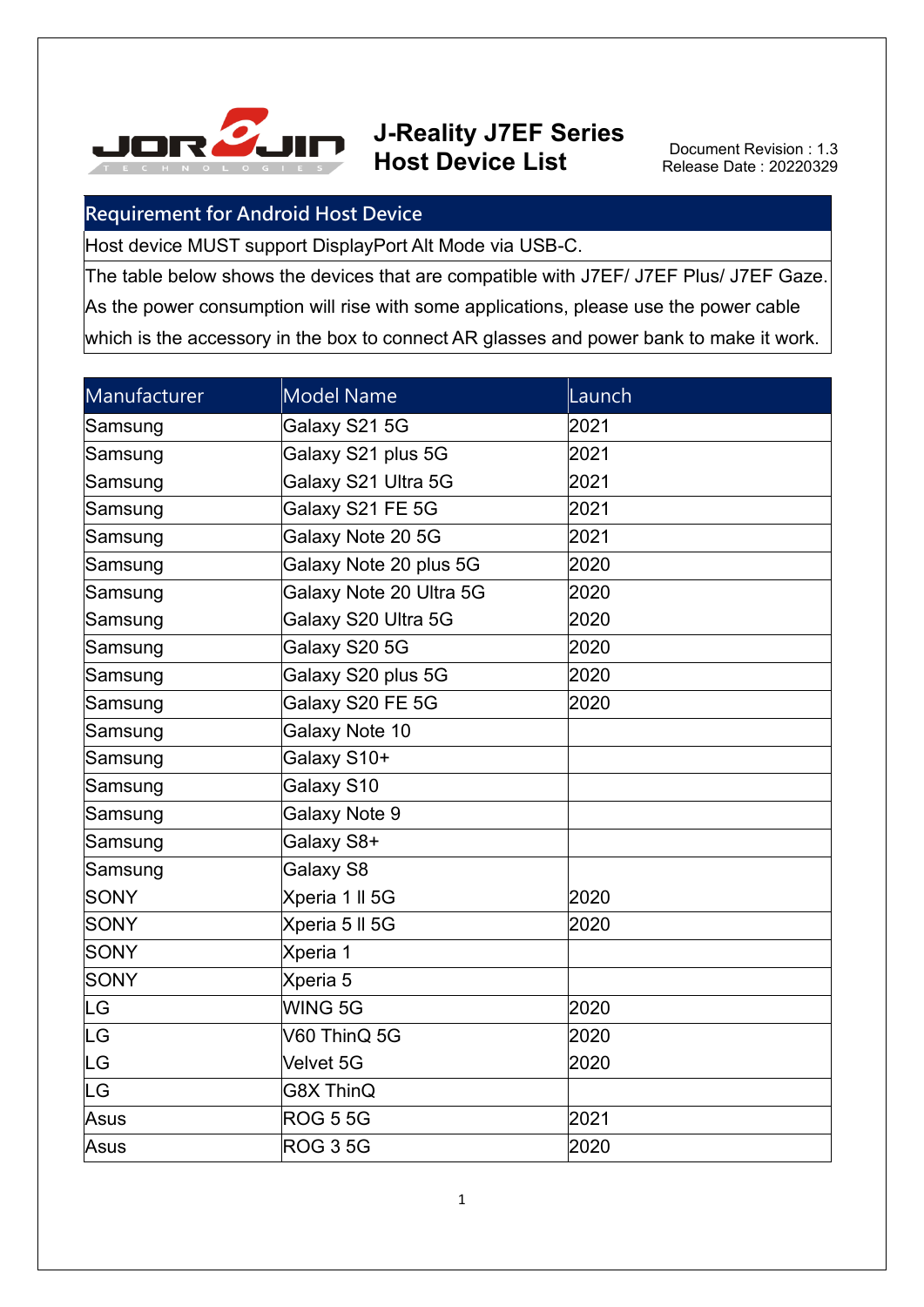# J-Reality J7EF Series Host Device List

Document Revision : 1.3
Release Date : 20220329

| Requirement for Android Host Device |
|---|
| Host device MUST support DisplayPort Alt Mode via USB-C. |
| The table below shows the devices that are compatible with J7EF/ J7EF Plus/ J7EF Gaze. As the power consumption will rise with some applications, please use the power cable which is the accessory in the box to connect AR glasses and power bank to make it work. |

| Manufacturer | Model Name | Launch |
|---|---|---|
| Samsung | Galaxy S21 5G | 2021 |
| Samsung | Galaxy S21 plus 5G | 2021 |
| Samsung | Galaxy S21 Ultra 5G | 2021 |
| Samsung | Galaxy S21 FE 5G | 2021 |
| Samsung | Galaxy Note 20 5G | 2021 |
| Samsung | Galaxy Note 20 plus 5G | 2020 |
| Samsung | Galaxy Note 20 Ultra 5G | 2020 |
| Samsung | Galaxy S20 Ultra 5G | 2020 |
| Samsung | Galaxy S20 5G | 2020 |
| Samsung | Galaxy S20 plus 5G | 2020 |
| Samsung | Galaxy S20 FE 5G | 2020 |
| Samsung | Galaxy Note 10 | |
| Samsung | Galaxy S10+ | |
| Samsung | Galaxy S10 | |
| Samsung | Galaxy Note 9 | |
| Samsung | Galaxy S8+ | |
| Samsung | Galaxy S8 | |
| SONY | Xperia 1 II 5G | 2020 |
| SONY | Xperia 5 II 5G | 2020 |
| SONY | Xperia 1 | |
| SONY | Xperia 5 | |
| LG | WING 5G | 2020 |
| LG | V60 ThinQ 5G | 2020 |
| LG | Velvet 5G | 2020 |
| LG | G8X ThinQ | |
| Asus | ROG 5 5G | 2021 |
| Asus | ROG 3 5G | 2020 |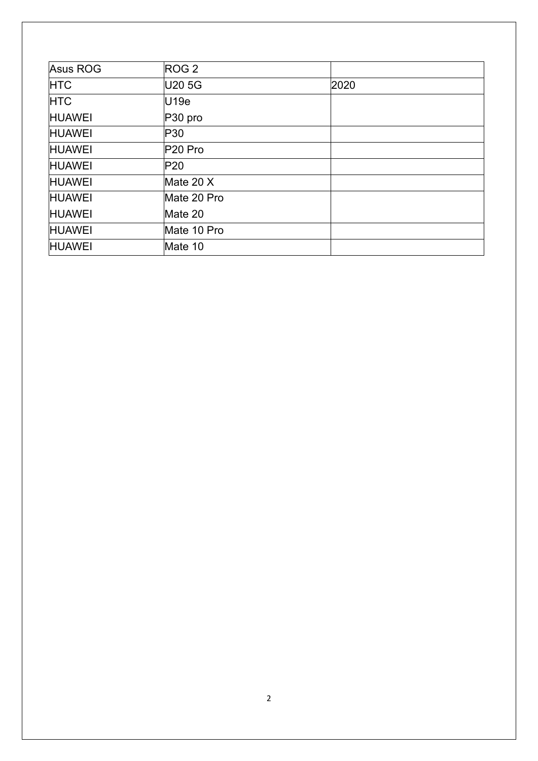| | | |
|---|---|---|
| Asus ROG | ROG 2 | |
| HTC | U20 5G | 2020 |
| HTC | U19e | |
| HUAWEI | P30 pro | |
| HUAWEI | P30 | |
| HUAWEI | P20 Pro | |
| HUAWEI | P20 | |
| HUAWEI | Mate 20 X | |
| HUAWEI | Mate 20 Pro | |
| HUAWEI | Mate 20 | |
| HUAWEI | Mate 10 Pro | |
| HUAWEI | Mate 10 | |